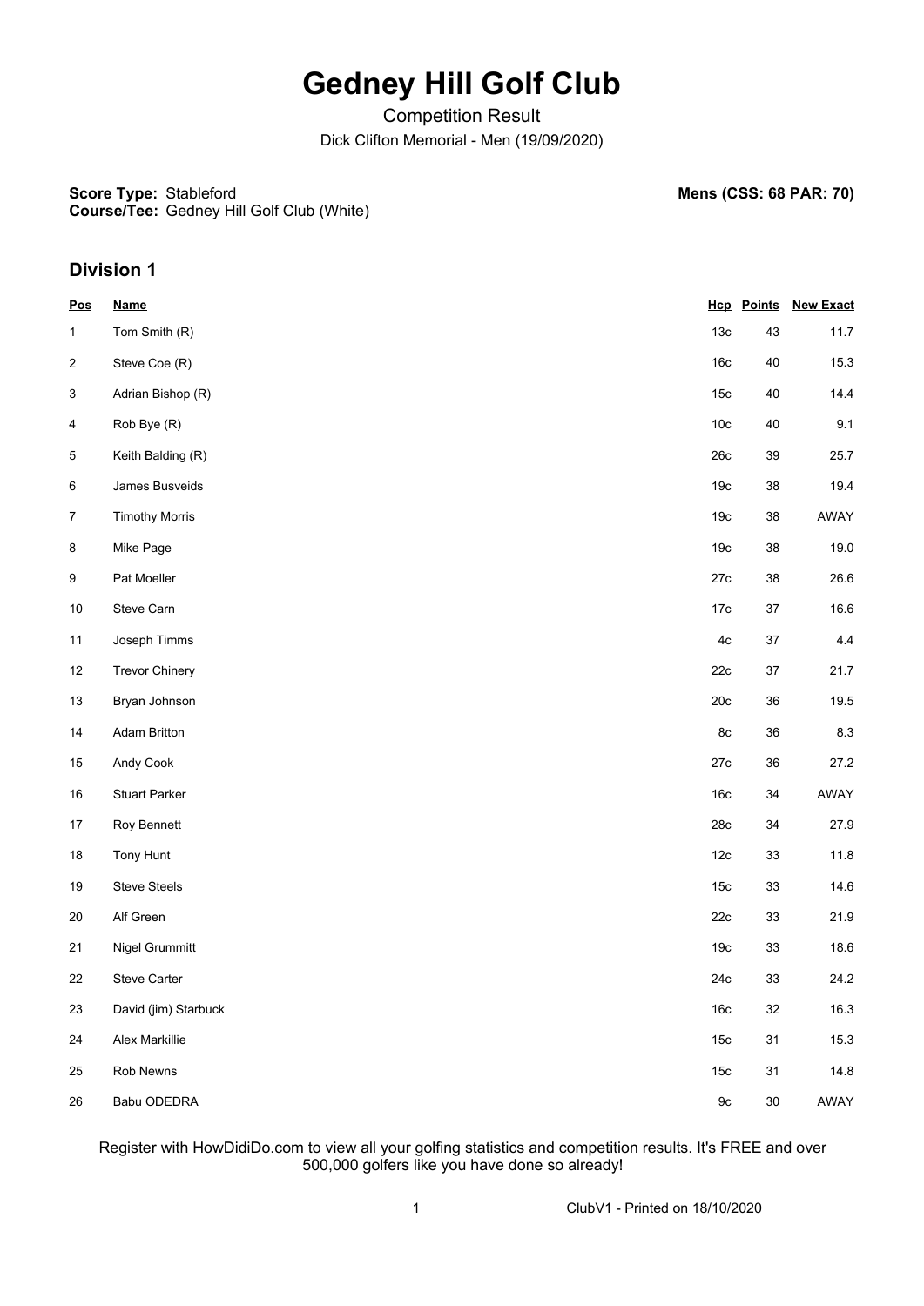# Gedney Hill Golf Club

Competition Result

Dick Clifton Memorial - Men (19/09/2020)

**Score Type:** Stableford
**Course/Tee:** Gedney Hill Golf Club (White)

**Mens (CSS: 68 PAR: 70)**

## Division 1

| Pos | Name | Hcp | Points | New Exact |
|---|---|---|---|---|
| 1 | Tom Smith (R) | 13c | 43 | 11.7 |
| 2 | Steve Coe (R) | 16c | 40 | 15.3 |
| 3 | Adrian Bishop (R) | 15c | 40 | 14.4 |
| 4 | Rob Bye (R) | 10c | 40 | 9.1 |
| 5 | Keith Balding (R) | 26c | 39 | 25.7 |
| 6 | James Busveids | 19c | 38 | 19.4 |
| 7 | Timothy Morris | 19c | 38 | AWAY |
| 8 | Mike Page | 19c | 38 | 19.0 |
| 9 | Pat Moeller | 27c | 38 | 26.6 |
| 10 | Steve Carn | 17c | 37 | 16.6 |
| 11 | Joseph Timms | 4c | 37 | 4.4 |
| 12 | Trevor Chinery | 22c | 37 | 21.7 |
| 13 | Bryan Johnson | 20c | 36 | 19.5 |
| 14 | Adam Britton | 8c | 36 | 8.3 |
| 15 | Andy Cook | 27c | 36 | 27.2 |
| 16 | Stuart Parker | 16c | 34 | AWAY |
| 17 | Roy Bennett | 28c | 34 | 27.9 |
| 18 | Tony Hunt | 12c | 33 | 11.8 |
| 19 | Steve Steels | 15c | 33 | 14.6 |
| 20 | Alf Green | 22c | 33 | 21.9 |
| 21 | Nigel Grummitt | 19c | 33 | 18.6 |
| 22 | Steve Carter | 24c | 33 | 24.2 |
| 23 | David (jim) Starbuck | 16c | 32 | 16.3 |
| 24 | Alex Markillie | 15c | 31 | 15.3 |
| 25 | Rob Newns | 15c | 31 | 14.8 |
| 26 | Babu ODEDRA | 9c | 30 | AWAY |

Register with HowDidiDo.com to view all your golfing statistics and competition results. It's FREE and over 500,000 golfers like you have done so already!

ClubV1 - Printed on 18/10/2020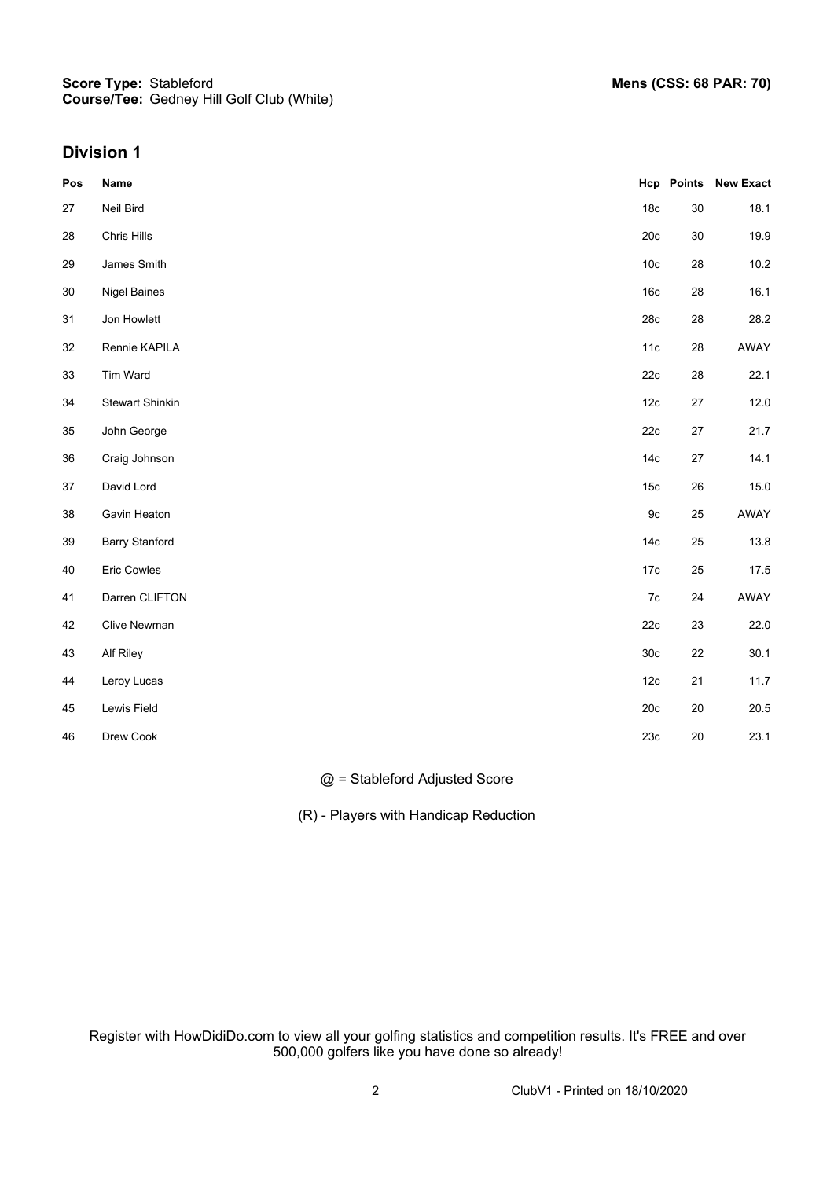**Score Type:** Stableford
**Course/Tee:** Gedney Hill Golf Club (White)

**Mens (CSS: 68 PAR: 70)**

## Division 1

| Pos | Name | Hcp | Points | New Exact |
|---|---|---|---|---|
| 27 | Neil Bird | 18c | 30 | 18.1 |
| 28 | Chris Hills | 20c | 30 | 19.9 |
| 29 | James Smith | 10c | 28 | 10.2 |
| 30 | Nigel Baines | 16c | 28 | 16.1 |
| 31 | Jon Howlett | 28c | 28 | 28.2 |
| 32 | Rennie KAPILA | 11c | 28 | AWAY |
| 33 | Tim Ward | 22c | 28 | 22.1 |
| 34 | Stewart Shinkin | 12c | 27 | 12.0 |
| 35 | John George | 22c | 27 | 21.7 |
| 36 | Craig Johnson | 14c | 27 | 14.1 |
| 37 | David Lord | 15c | 26 | 15.0 |
| 38 | Gavin Heaton | 9c | 25 | AWAY |
| 39 | Barry Stanford | 14c | 25 | 13.8 |
| 40 | Eric Cowles | 17c | 25 | 17.5 |
| 41 | Darren CLIFTON | 7c | 24 | AWAY |
| 42 | Clive Newman | 22c | 23 | 22.0 |
| 43 | Alf Riley | 30c | 22 | 30.1 |
| 44 | Leroy Lucas | 12c | 21 | 11.7 |
| 45 | Lewis Field | 20c | 20 | 20.5 |
| 46 | Drew Cook | 23c | 20 | 23.1 |

@ = Stableford Adjusted Score

(R) - Players with Handicap Reduction

Register with HowDidiDo.com to view all your golfing statistics and competition results. It's FREE and over 500,000 golfers like you have done so already!

ClubV1 - Printed on 18/10/2020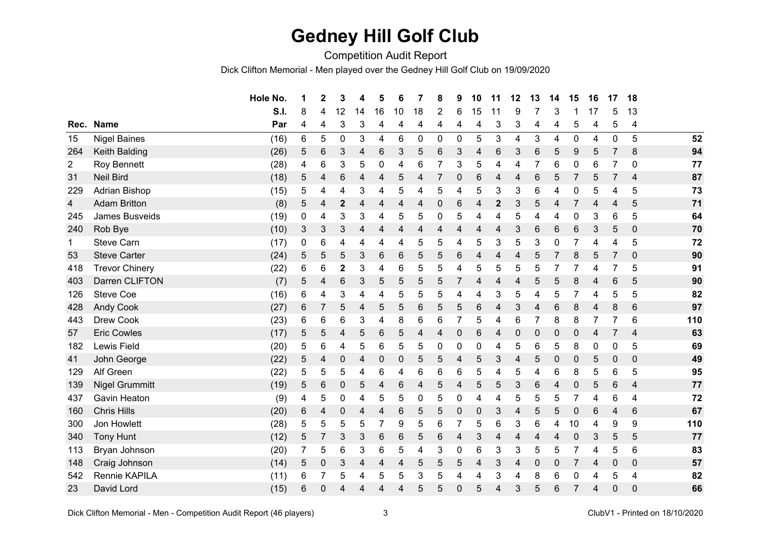# Gedney Hill Golf Club

Competition Audit Report

Dick Clifton Memorial - Men played over the Gedney Hill Golf Club on 19/09/2020

| Rec. | Name | Hole No. | 1 | 2 | 3 | 4 | 5 | 6 | 7 | 8 | 9 | 10 | 11 | 12 | 13 | 14 | 15 | 16 | 17 | 18 | |
|---|---|---|---|---|---|---|---|---|---|---|---|---|---|---|---|---|---|---|---|---|---|
| | | S.I. | 8 | 4 | 12 | 14 | 16 | 10 | 18 | 2 | 6 | 15 | 11 | 9 | 7 | 3 | 1 | 17 | 5 | 13 | |
| | | Par | 4 | 4 | 3 | 3 | 4 | 4 | 4 | 4 | 4 | 4 | 3 | 3 | 4 | 4 | 5 | 4 | 5 | 4 | |
| 15 | Nigel Baines | (16) | 6 | 5 | 0 | 3 | 4 | 6 | 0 | 0 | 0 | 5 | 3 | 4 | 3 | 4 | 0 | 4 | 0 | 5 | **52** |
| 264 | Keith Balding | (26) | 5 | 6 | 3 | 4 | 6 | 3 | 5 | 6 | 3 | 4 | 6 | 3 | 6 | 5 | 9 | 5 | 7 | 8 | **94** |
| 2 | Roy Bennett | (28) | 4 | 6 | 3 | 5 | 0 | 4 | 6 | 7 | 3 | 5 | 4 | 4 | 7 | 6 | 0 | 6 | 7 | 0 | **77** |
| 31 | Neil Bird | (18) | 5 | 4 | 6 | 4 | 4 | 5 | 4 | 7 | 0 | 6 | 4 | 4 | 6 | 5 | 7 | 5 | 7 | 4 | **87** |
| 229 | Adrian Bishop | (15) | 5 | 4 | 4 | 3 | 4 | 5 | 4 | 5 | 4 | 5 | 3 | 3 | 6 | 4 | 0 | 5 | 4 | 5 | **73** |
| 4 | Adam Britton | (8) | 5 | 4 | **2** | 4 | 4 | 4 | 4 | 0 | 6 | 4 | **2** | 3 | 5 | 4 | 7 | 4 | 4 | 5 | **71** |
| 245 | James Busveids | (19) | 0 | 4 | 3 | 3 | 4 | 5 | 5 | 0 | 5 | 4 | 4 | 5 | 4 | 4 | 0 | 3 | 6 | 5 | **64** |
| 240 | Rob Bye | (10) | 3 | 3 | 3 | 4 | 4 | 4 | 4 | 4 | 4 | 4 | 4 | 3 | 6 | 6 | 6 | 3 | 5 | 0 | **70** |
| 1 | Steve Carn | (17) | 0 | 6 | 4 | 4 | 4 | 4 | 5 | 5 | 4 | 5 | 3 | 5 | 3 | 0 | 7 | 4 | 4 | 5 | **72** |
| 53 | Steve Carter | (24) | 5 | 5 | 5 | 3 | 6 | 6 | 5 | 5 | 6 | 4 | 4 | 4 | 5 | 7 | 8 | 5 | 7 | 0 | **90** |
| 418 | Trevor Chinery | (22) | 6 | 6 | **2** | 3 | 4 | 6 | 5 | 5 | 4 | 5 | 5 | 5 | 5 | 7 | 7 | 4 | 7 | 5 | **91** |
| 403 | Darren CLIFTON | (7) | 5 | 4 | 6 | 3 | 5 | 5 | 5 | 5 | 7 | 4 | 4 | 4 | 5 | 5 | 8 | 4 | 6 | 5 | **90** |
| 126 | Steve Coe | (16) | 6 | 4 | 3 | 4 | 4 | 5 | 5 | 5 | 4 | 4 | 3 | 5 | 4 | 5 | 7 | 4 | 5 | 5 | **82** |
| 428 | Andy Cook | (27) | 6 | 7 | 5 | 4 | 5 | 5 | 6 | 5 | 5 | 6 | 4 | 3 | 4 | 6 | 8 | 4 | 8 | 6 | **97** |
| 443 | Drew Cook | (23) | 6 | 6 | 6 | 3 | 4 | 8 | 6 | 6 | 7 | 5 | 4 | 6 | 7 | 8 | 8 | 7 | 7 | 6 | **110** |
| 57 | Eric Cowles | (17) | 5 | 5 | 4 | 5 | 6 | 5 | 4 | 4 | 0 | 6 | 4 | 0 | 0 | 0 | 0 | 4 | 7 | 4 | **63** |
| 182 | Lewis Field | (20) | 5 | 6 | 4 | 5 | 6 | 5 | 5 | 0 | 0 | 0 | 4 | 5 | 6 | 5 | 8 | 0 | 0 | 5 | **69** |
| 41 | John George | (22) | 5 | 4 | 0 | 4 | 0 | 0 | 5 | 5 | 4 | 5 | 3 | 4 | 5 | 0 | 0 | 5 | 0 | 0 | **49** |
| 129 | Alf Green | (22) | 5 | 5 | 5 | 4 | 6 | 4 | 6 | 6 | 6 | 5 | 4 | 5 | 4 | 6 | 8 | 5 | 6 | 5 | **95** |
| 139 | Nigel Grummitt | (19) | 5 | 6 | 0 | 5 | 4 | 6 | 4 | 5 | 4 | 5 | 5 | 3 | 6 | 4 | 0 | 5 | 6 | 4 | **77** |
| 437 | Gavin Heaton | (9) | 4 | 5 | 0 | 4 | 5 | 5 | 0 | 5 | 0 | 4 | 4 | 5 | 5 | 5 | 7 | 4 | 6 | 4 | **72** |
| 160 | Chris Hills | (20) | 6 | 4 | 0 | 4 | 4 | 6 | 5 | 5 | 0 | 0 | 3 | 4 | 5 | 5 | 0 | 6 | 4 | 6 | **67** |
| 300 | Jon Howlett | (28) | 5 | 5 | 5 | 5 | 7 | 9 | 5 | 6 | 7 | 5 | 6 | 3 | 6 | 4 | 10 | 4 | 9 | 9 | **110** |
| 340 | Tony Hunt | (12) | 5 | 7 | 3 | 3 | 6 | 6 | 5 | 6 | 4 | 3 | 4 | 4 | 4 | 4 | 0 | 3 | 5 | 5 | **77** |
| 113 | Bryan Johnson | (20) | 7 | 5 | 6 | 3 | 6 | 5 | 4 | 3 | 0 | 6 | 3 | 3 | 5 | 5 | 7 | 4 | 5 | 6 | **83** |
| 148 | Craig Johnson | (14) | 5 | 0 | 3 | 4 | 4 | 4 | 5 | 5 | 5 | 4 | 3 | 4 | 0 | 0 | 7 | 4 | 0 | 0 | **57** |
| 542 | Rennie KAPILA | (11) | 6 | 7 | 5 | 4 | 5 | 5 | 3 | 5 | 4 | 4 | 3 | 4 | 8 | 6 | 0 | 4 | 5 | 4 | **82** |
| 23 | David Lord | (15) | 6 | 0 | 4 | 4 | 4 | 4 | 5 | 5 | 0 | 5 | 4 | 3 | 5 | 6 | 7 | 4 | 0 | 0 | **66** |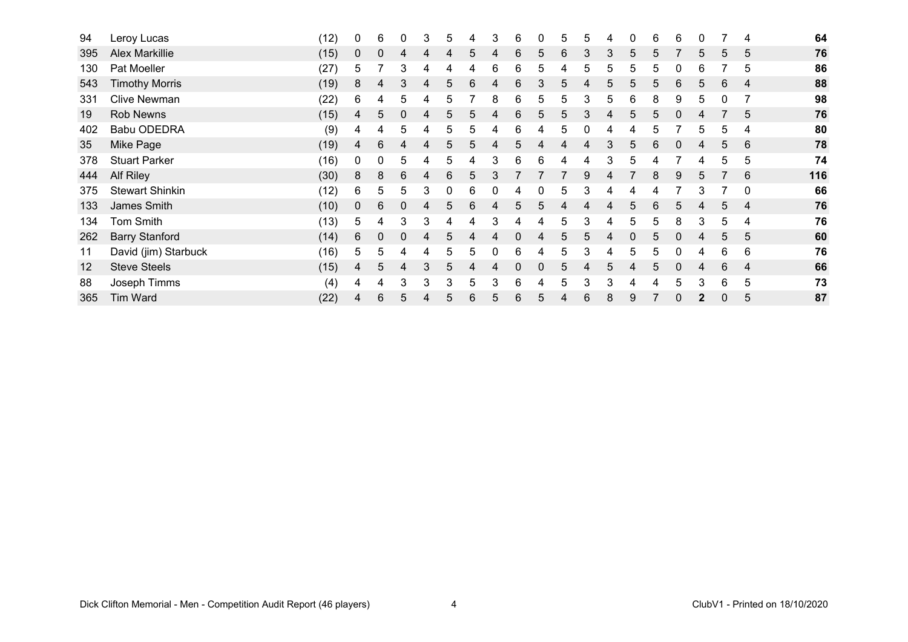| | | | | | | | | | | | | | | | | | | | | | | |
|---|---|---|---|---|---|---|---|---|---|---|---|---|---|---|---|---|---|---|---|---|---|---|
| 94 | Leroy Lucas | (12) | 0 | 6 | 0 | 3 | 5 | 4 | 3 | 6 | 0 | 5 | 5 | 4 | 0 | 6 | 6 | 0 | 7 | 4 | **64** |
| 395 | Alex Markillie | (15) | 0 | 0 | 4 | 4 | 4 | 5 | 4 | 6 | 5 | 6 | 3 | 3 | 5 | 5 | 7 | 5 | 5 | 5 | **76** |
| 130 | Pat Moeller | (27) | 5 | 7 | 3 | 4 | 4 | 4 | 6 | 6 | 5 | 4 | 5 | 5 | 5 | 5 | 0 | 6 | 7 | 5 | **86** |
| 543 | Timothy Morris | (19) | 8 | 4 | 3 | 4 | 5 | 6 | 4 | 6 | 3 | 5 | 4 | 5 | 5 | 5 | 6 | 5 | 6 | 4 | **88** |
| 331 | Clive Newman | (22) | 6 | 4 | 5 | 4 | 5 | 7 | 8 | 6 | 5 | 5 | 3 | 5 | 6 | 8 | 9 | 5 | 0 | 7 | **98** |
| 19 | Rob Newns | (15) | 4 | 5 | 0 | 4 | 5 | 5 | 4 | 6 | 5 | 5 | 3 | 4 | 5 | 5 | 0 | 4 | 7 | 5 | **76** |
| 402 | Babu ODEDRA | (9) | 4 | 4 | 5 | 4 | 5 | 5 | 4 | 6 | 4 | 5 | 0 | 4 | 4 | 5 | 7 | 5 | 5 | 4 | **80** |
| 35 | Mike Page | (19) | 4 | 6 | 4 | 4 | 5 | 5 | 4 | 5 | 4 | 4 | 4 | 3 | 5 | 6 | 0 | 4 | 5 | 6 | **78** |
| 378 | Stuart Parker | (16) | 0 | 0 | 5 | 4 | 5 | 4 | 3 | 6 | 6 | 4 | 4 | 3 | 5 | 4 | 7 | 4 | 5 | 5 | **74** |
| 444 | Alf Riley | (30) | 8 | 8 | 6 | 4 | 6 | 5 | 3 | 7 | 7 | 7 | 9 | 4 | 7 | 8 | 9 | 5 | 7 | 6 | **116** |
| 375 | Stewart Shinkin | (12) | 6 | 5 | 5 | 3 | 0 | 6 | 0 | 4 | 0 | 5 | 3 | 4 | 4 | 4 | 7 | 3 | 7 | 0 | **66** |
| 133 | James Smith | (10) | 0 | 6 | 0 | 4 | 5 | 6 | 4 | 5 | 5 | 4 | 4 | 4 | 5 | 6 | 5 | 4 | 5 | 4 | **76** |
| 134 | Tom Smith | (13) | 5 | 4 | 3 | 3 | 4 | 4 | 3 | 4 | 4 | 5 | 3 | 4 | 5 | 5 | 8 | 3 | 5 | 4 | **76** |
| 262 | Barry Stanford | (14) | 6 | 0 | 0 | 4 | 5 | 4 | 4 | 0 | 4 | 5 | 5 | 4 | 0 | 5 | 0 | 4 | 5 | 5 | **60** |
| 11 | David (jim) Starbuck | (16) | 5 | 5 | 4 | 4 | 5 | 5 | 0 | 6 | 4 | 5 | 3 | 4 | 5 | 5 | 0 | 4 | 6 | 6 | **76** |
| 12 | Steve Steels | (15) | 4 | 5 | 4 | 3 | 5 | 4 | 4 | 0 | 0 | 5 | 4 | 5 | 4 | 5 | 0 | 4 | 6 | 4 | **66** |
| 88 | Joseph Timms | (4) | 4 | 4 | 3 | 3 | 3 | 5 | 3 | 6 | 4 | 5 | 3 | 3 | 4 | 4 | 5 | 3 | 6 | 5 | **73** |
| 365 | Tim Ward | (22) | 4 | 6 | 5 | 4 | 5 | 6 | 5 | 6 | 5 | 4 | 6 | 8 | 9 | 7 | 0 | **2** | 0 | 5 | **87** |

Dick Clifton Memorial - Men - Competition Audit Report (46 players)

ClubV1 - Printed on 18/10/2020